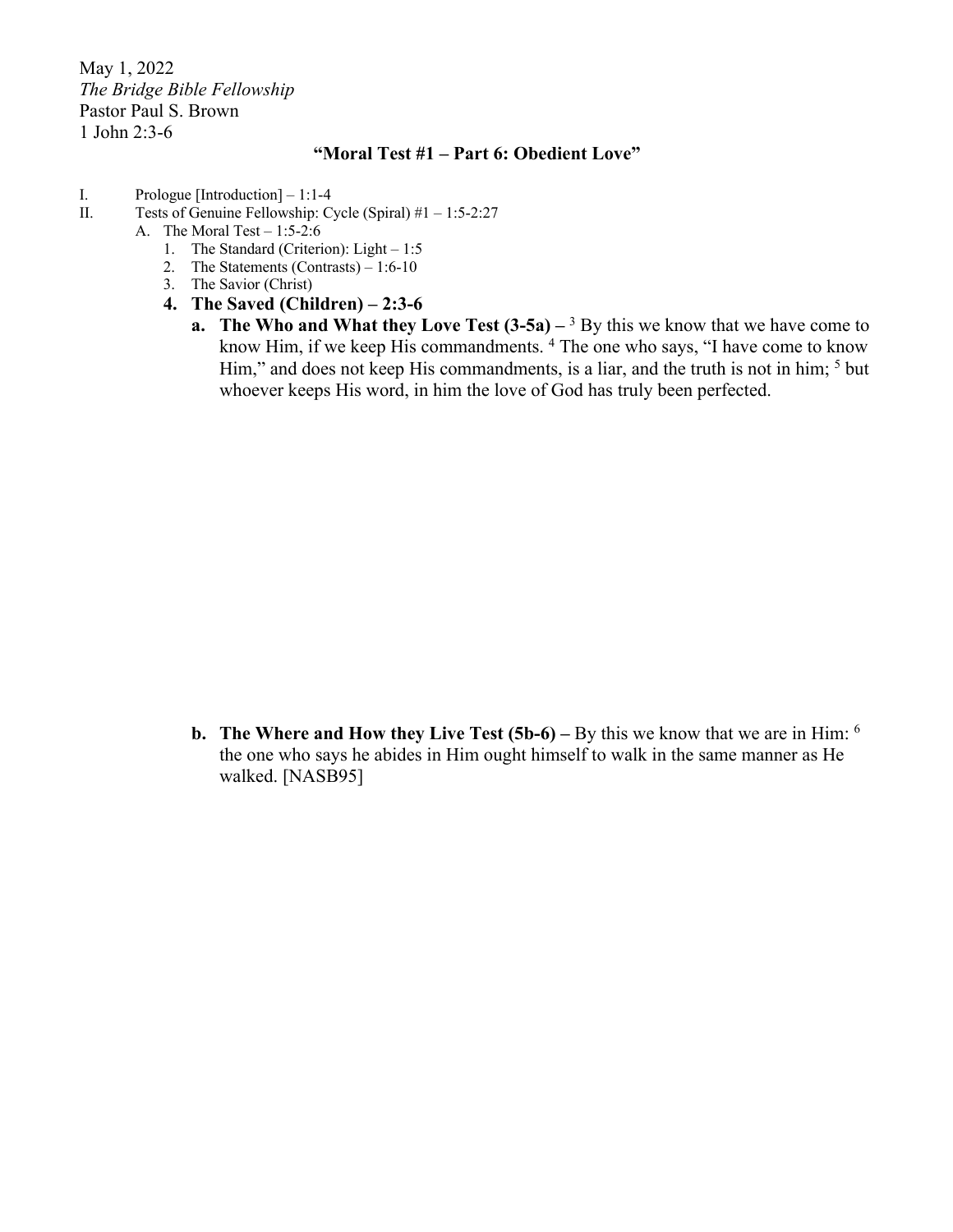May 1, 2022
*The Bridge Bible Fellowship*
Pastor Paul S. Brown
1 John 2:3-6

**"Moral Test #1 – Part 6: Obedient Love"**

I. Prologue [Introduction] – 1:1-4
II. Tests of Genuine Fellowship: Cycle (Spiral) #1 – 1:5-2:27
   A. The Moral Test – 1:5-2:6
      1. The Standard (Criterion): Light – 1:5
      2. The Statements (Contrasts) – 1:6-10
      3. The Savior (Christ)
      4. **The Saved (Children) – 2:3-6**
         a. **The Who and What they Love Test (3-5a) –** [3] By this we know that we have come to know Him, if we keep His commandments. [4] The one who says, "I have come to know Him," and does not keep His commandments, is a liar, and the truth is not in him; [5] but whoever keeps His word, in him the love of God has truly been perfected.

         b. **The Where and How they Live Test (5b-6) –** By this we know that we are in Him: [6] the one who says he abides in Him ought himself to walk in the same manner as He walked. [NASB95]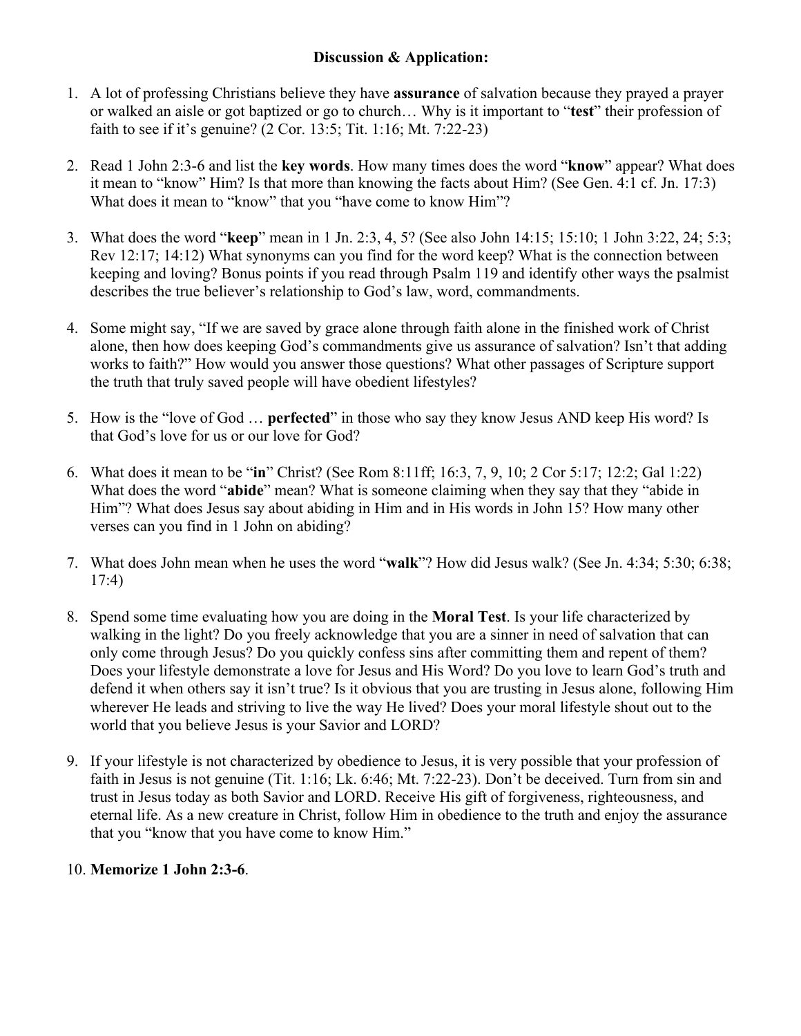**Discussion & Application:**

1. A lot of professing Christians believe they have **assurance** of salvation because they prayed a prayer or walked an aisle or got baptized or go to church… Why is it important to "**test**" their profession of faith to see if it's genuine? (2 Cor. 13:5; Tit. 1:16; Mt. 7:22-23)

2. Read 1 John 2:3-6 and list the **key words**. How many times does the word "**know**" appear? What does it mean to "know" Him? Is that more than knowing the facts about Him? (See Gen. 4:1 cf. Jn. 17:3) What does it mean to "know" that you "have come to know Him"?

3. What does the word "**keep**" mean in 1 Jn. 2:3, 4, 5? (See also John 14:15; 15:10; 1 John 3:22, 24; 5:3; Rev 12:17; 14:12) What synonyms can you find for the word keep? What is the connection between keeping and loving? Bonus points if you read through Psalm 119 and identify other ways the psalmist describes the true believer's relationship to God's law, word, commandments.

4. Some might say, "If we are saved by grace alone through faith alone in the finished work of Christ alone, then how does keeping God's commandments give us assurance of salvation? Isn't that adding works to faith?" How would you answer those questions? What other passages of Scripture support the truth that truly saved people will have obedient lifestyles?

5. How is the "love of God … **perfected**" in those who say they know Jesus AND keep His word? Is that God's love for us or our love for God?

6. What does it mean to be "**in**" Christ? (See Rom 8:11ff; 16:3, 7, 9, 10; 2 Cor 5:17; 12:2; Gal 1:22) What does the word "**abide**" mean? What is someone claiming when they say that they "abide in Him"? What does Jesus say about abiding in Him and in His words in John 15? How many other verses can you find in 1 John on abiding?

7. What does John mean when he uses the word "**walk**"? How did Jesus walk? (See Jn. 4:34; 5:30; 6:38; 17:4)

8. Spend some time evaluating how you are doing in the **Moral Test**. Is your life characterized by walking in the light? Do you freely acknowledge that you are a sinner in need of salvation that can only come through Jesus? Do you quickly confess sins after committing them and repent of them? Does your lifestyle demonstrate a love for Jesus and His Word? Do you love to learn God's truth and defend it when others say it isn't true? Is it obvious that you are trusting in Jesus alone, following Him wherever He leads and striving to live the way He lived? Does your moral lifestyle shout out to the world that you believe Jesus is your Savior and LORD?

9. If your lifestyle is not characterized by obedience to Jesus, it is very possible that your profession of faith in Jesus is not genuine (Tit. 1:16; Lk. 6:46; Mt. 7:22-23). Don't be deceived. Turn from sin and trust in Jesus today as both Savior and LORD. Receive His gift of forgiveness, righteousness, and eternal life. As a new creature in Christ, follow Him in obedience to the truth and enjoy the assurance that you "know that you have come to know Him."

10. **Memorize 1 John 2:3-6**.